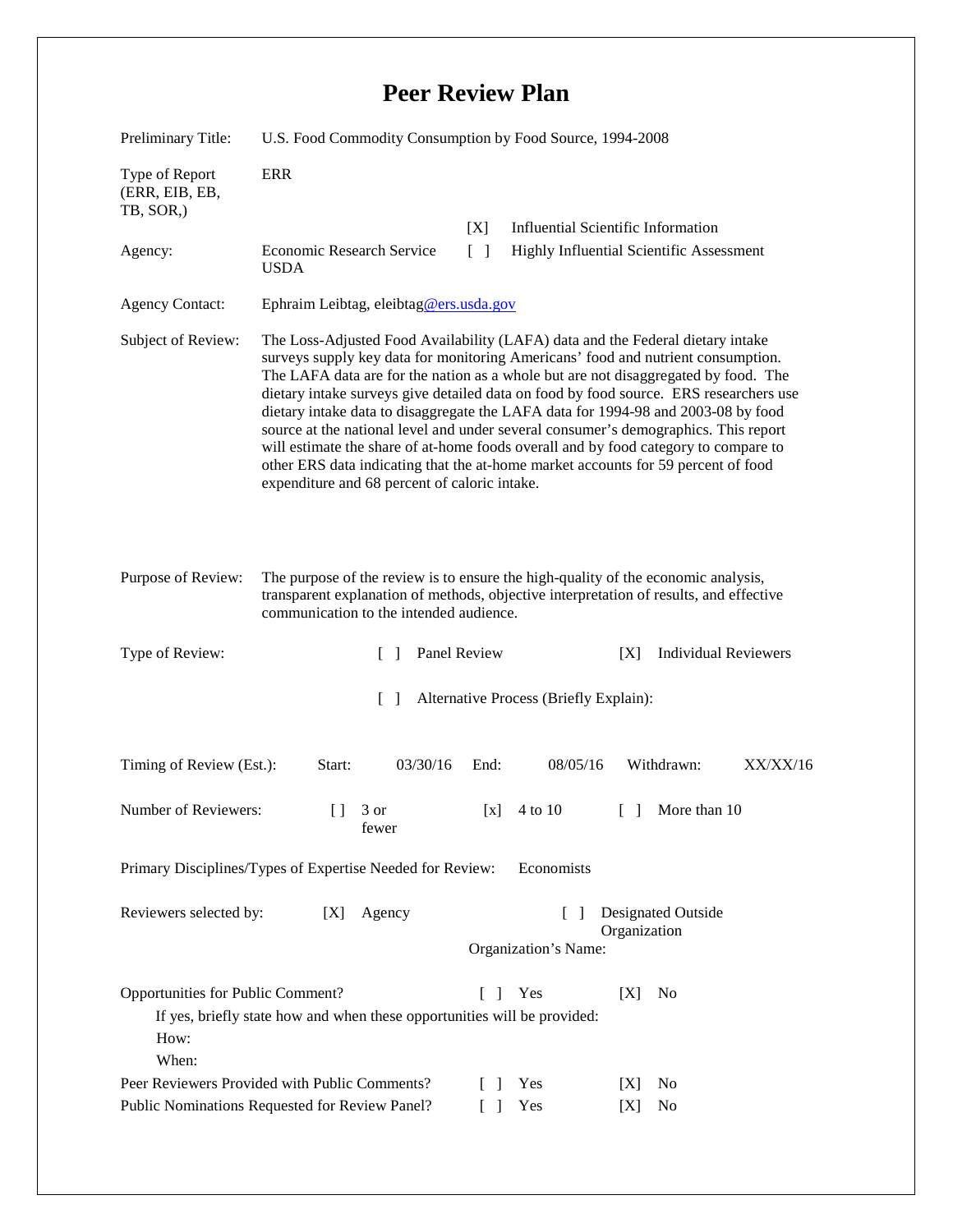# Peer Review Plan

Preliminary Title: U.S. Food Commodity Consumption by Food Source, 1994-2008

Type of Report (ERR, EIB, EB, TB, SOR,): ERR

Agency: Economic Research Service USDA

[X] Influential Scientific Information

[ ] Highly Influential Scientific Assessment

Agency Contact: Ephraim Leibtag, eleibtag@ers.usda.gov

Subject of Review: The Loss-Adjusted Food Availability (LAFA) data and the Federal dietary intake surveys supply key data for monitoring Americans' food and nutrient consumption. The LAFA data are for the nation as a whole but are not disaggregated by food. The dietary intake surveys give detailed data on food by food source. ERS researchers use dietary intake data to disaggregate the LAFA data for 1994-98 and 2003-08 by food source at the national level and under several consumer's demographics. This report will estimate the share of at-home foods overall and by food category to compare to other ERS data indicating that the at-home market accounts for 59 percent of food expenditure and 68 percent of caloric intake.

Purpose of Review: The purpose of the review is to ensure the high-quality of the economic analysis, transparent explanation of methods, objective interpretation of results, and effective communication to the intended audience.

Type of Review: [ ] Panel Review [X] Individual Reviewers

[ ] Alternative Process (Briefly Explain):

Timing of Review (Est.): Start: 03/30/16 End: 08/05/16 Withdrawn: XX/XX/16

Number of Reviewers: [] 3 or fewer [x] 4 to 10 [ ] More than 10

Primary Disciplines/Types of Expertise Needed for Review: Economists

Reviewers selected by: [X] Agency [ ] Designated Outside Organization

Organization's Name:

Opportunities for Public Comment? [ ] Yes [X] No

If yes, briefly state how and when these opportunities will be provided:

How:

When:

Peer Reviewers Provided with Public Comments? [ ] Yes [X] No

Public Nominations Requested for Review Panel? [ ] Yes [X] No